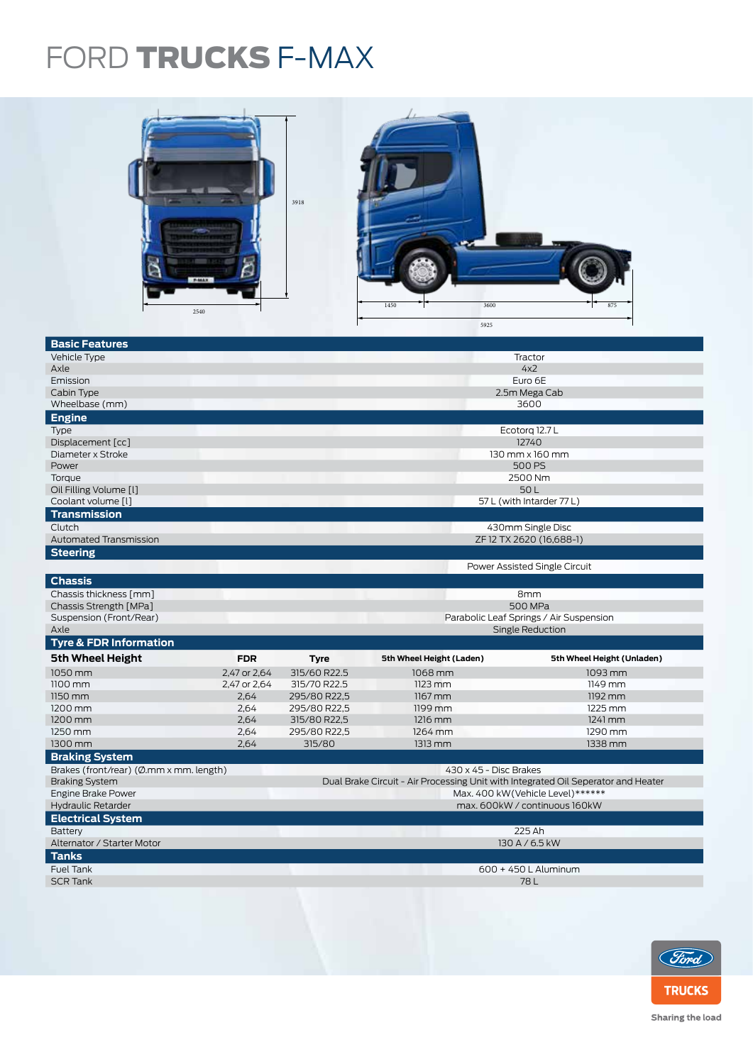# FORD **TRUCKS** F-MAX

3918

2540

1450 | 3600 | 875

5925

| Basic Features | |
|---|---|
| Vehicle Type | Tractor |
| Axle | 4x2 |
| Emission | Euro 6E |
| Cabin Type | 2.5m Mega Cab |
| Wheelbase (mm) | 3600 |
| **Engine** | |
| Type | Ecotorq 12.7 L |
| Displacement [cc] | 12740 |
| Diameter x Stroke | 130 mm x 160 mm |
| Power | 500 PS |
| Torque | 2500 Nm |
| Oil Filling Volume [l] | 50 L |
| Coolant volume [l] | 57 L (with Intarder 77 L) |
| **Transmission** | |
| Clutch | 430mm Single Disc |
| Automated Transmission | ZF 12 TX 2620 (16,688-1) |
| **Steering** | |
| | Power Assisted Single Circuit |
| **Chassis** | |
| Chassis thickness [mm] | 8mm |
| Chassis Strength [MPa] | 500 MPa |
| Suspension (Front/Rear) | Parabolic Leaf Springs / Air Suspension |
| Axle | Single Reduction |

**Tyre & FDR Information**

| 5th Wheel Height | FDR | Tyre | 5th Wheel Height (Laden) | 5th Wheel Height (Unladen) |
|---|---|---|---|---|
| 1050 mm | 2,47 or 2,64 | 315/60 R22.5 | 1068 mm | 1093 mm |
| 1100 mm | 2,47 or 2,64 | 315/70 R22.5 | 1123 mm | 1149 mm |
| 1150 mm | 2,64 | 295/80 R22,5 | 1167 mm | 1192 mm |
| 1200 mm | 2,64 | 295/80 R22,5 | 1199 mm | 1225 mm |
| 1200 mm | 2,64 | 315/80 R22,5 | 1216 mm | 1241 mm |
| 1250 mm | 2,64 | 295/80 R22,5 | 1264 mm | 1290 mm |
| 1300 mm | 2,64 | 315/80 | 1313 mm | 1338 mm |

| Braking System | |
|---|---|
| Brakes (front/rear) (Ø.mm x mm. length) | 430 x 45 - Disc Brakes |
| Braking System | Dual Brake Circuit - Air Processing Unit with Integrated Oil Seperator and Heater |
| Engine Brake Power | Max. 400 kW(Vehicle Level)****** |
| Hydraulic Retarder | max. 600kW / continuous 160kW |
| **Electrical System** | |
| Battery | 225 Ah |
| Alternator / Starter Motor | 130 A / 6.5 kW |
| **Tanks** | |
| Fuel Tank | 600 + 450 L Aluminum |
| SCR Tank | 78 L |

Ford TRUCKS

Sharing the load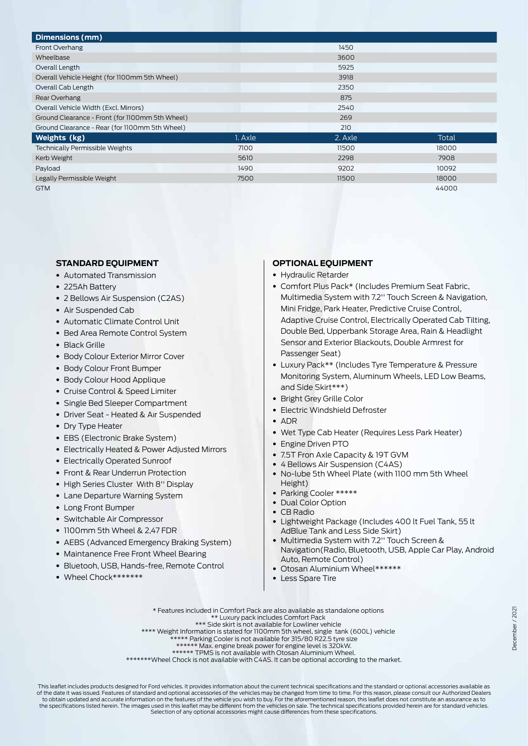| Dimensions (mm) | | | |
|---|---|---|---|
| Front Overhang | | 1450 | |
| Wheelbase | | 3600 | |
| Overall Length | | 5925 | |
| Overall Vehicle Height (for 1100mm 5th Wheel) | | 3918 | |
| Overall Cab Length | | 2350 | |
| Rear Overhang | | 875 | |
| Overall Vehicle Width (Excl. Mirrors) | | 2540 | |
| Ground Clearance - Front (for 1100mm 5th Wheel) | | 269 | |
| Ground Clearance - Rear (for 1100mm 5th Wheel) | | 210 | |
| **Weights (kg)** | **1. Axle** | **2. Axle** | **Total** |
| Technically Permissible Weights | 7100 | 11500 | 18000 |
| Kerb Weight | 5610 | 2298 | 7908 |
| Payload | 1490 | 9202 | 10092 |
| Legally Permissible Weight | 7500 | 11500 | 18000 |
| GTM | | | 44000 |

## STANDARD EQUIPMENT

- Automated Transmission
- 225Ah Battery
- 2 Bellows Air Suspension (C2AS)
- Air Suspended Cab
- Automatic Climate Control Unit
- Bed Area Remote Control System
- Black Grille
- Body Colour Exterior Mirror Cover
- Body Colour Front Bumper
- Body Colour Hood Applique
- Cruise Control & Speed Limiter
- Single Bed Sleeper Compartment
- Driver Seat - Heated & Air Suspended
- Dry Type Heater
- EBS (Electronic Brake System)
- Electrically Heated & Power Adjusted Mirrors
- Electrically Operated Sunroof
- Front & Rear Underrun Protection
- High Series Cluster With 8'' Display
- Lane Departure Warning System
- Long Front Bumper
- Switchable Air Compressor
- 1100mm 5th Wheel & 2,47 FDR
- AEBS (Advanced Emergency Braking System)
- Maintanence Free Front Wheel Bearing
- Bluetooh, USB, Hands-free, Remote Control
- Wheel Chock*******

## OPTIONAL EQUIPMENT

- Hydraulic Retarder
- Comfort Plus Pack* (Includes Premium Seat Fabric, Multimedia System with 7.2'' Touch Screen & Navigation, Mini Fridge, Park Heater, Predictive Cruise Control, Adaptive Cruise Control, Electrically Operated Cab Tilting, Double Bed, Upperbank Storage Area, Rain & Headlight Sensor and Exterior Blackouts, Double Armrest for Passenger Seat)
- Luxury Pack** (Includes Tyre Temperature & Pressure Monitoring System, Aluminum Wheels, LED Low Beams, and Side Skirt***)
- Bright Grey Grille Color
- Electric Windshield Defroster
- ADR
- Wet Type Cab Heater (Requires Less Park Heater)
- Engine Driven PTO
- 7.5T Fron Axle Capacity & 19T GVM
- 4 Bellows Air Suspension (C4AS)
- No-lube 5th Wheel Plate (with 1100 mm 5th Wheel Height)
- Parking Cooler *****
- Dual Color Option
- CB Radio
- Lightweight Package (Includes 400 lt Fuel Tank, 55 lt AdBlue Tank and Less Side Skirt)
- Multimedia System with 7.2'' Touch Screen & Navigation(Radio, Bluetooth, USB, Apple Car Play, Android Auto, Remote Control)
- Otosan Aluminium Wheel******
- Less Spare Tire

\* Features included in Comfort Pack are also available as standalone options
** Luxury pack includes Comfort Pack
*** Side skirt is not available for Lowliner vehicle
**** Weight Information is stated for 1100mm 5th wheel, single tank (600L) vehicle
***** Parking Cooler is not available for 315/80 R22.5 tyre size
****** Max. engine break power for engine level is 320kW.
****** TPMS is not available with Otosan Aluminium Wheel.
*******Wheel Chock is not available with C4AS. It can be optional according to the market.

This leaflet includes products designed for Ford vehicles. It provides information about the current technical specifications and the standard or optional accessories available as of the date it was issued. Features of standard and optional accessories of the vehicles may be changed from time to time. For this reason, please consult our Authorized Dealers to obtain updated and accurate information on the features of the vehicle you wish to buy. For the aforementioned reason, this leaflet does not constitute an assurance as to the specifications listed herein. The images used in this leaflet may be different from the vehicles on sale. The technical specifications provided herein are for standard vehicles. Selection of any optional accessories might cause differences from these specifications.

December / 2021